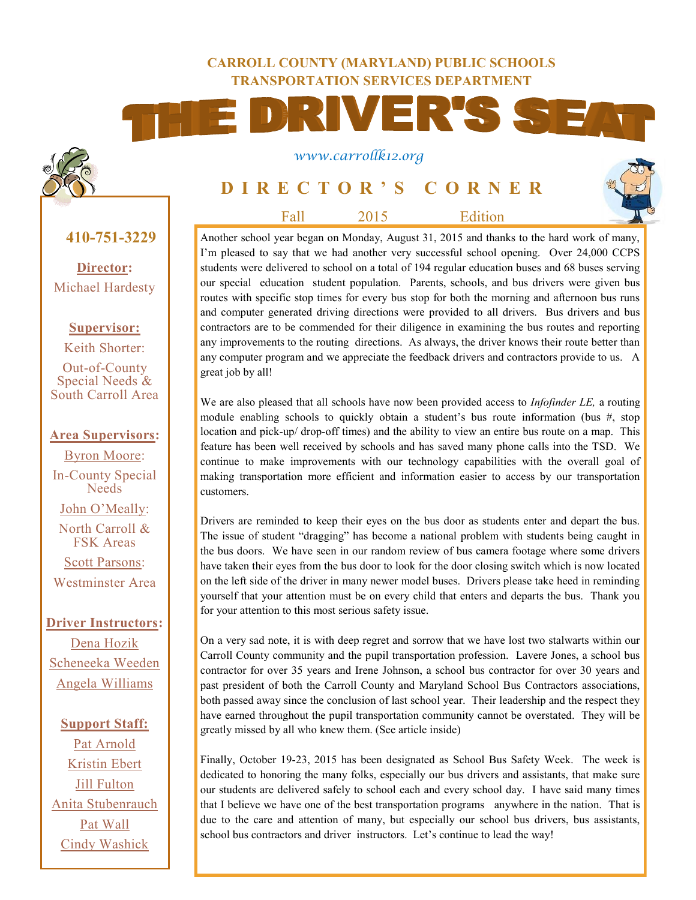**CARROLL COUNTY (MARYLAND) PUBLIC SCHOOLS**
**TRANSPORTATION SERVICES DEPARTMENT**

# THE DRIVER'S SEAT

*www.carrollk12.org*

## DIRECTOR'S CORNER

Fall 2015 Edition

**410-751-3229**

**Director:**
Michael Hardesty

**Supervisor:**
Keith Shorter: Out-of-County Special Needs & South Carroll Area

**Area Supervisors:**
Byron Moore: In-County Special Needs
John O'Meally: North Carroll & FSK Areas
Scott Parsons: Westminster Area

**Driver Instructors:**
Dena Hozik
Scheneeka Weeden
Angela Williams

**Support Staff:**
Pat Arnold
Kristin Ebert
Jill Fulton
Anita Stubenrauch
Pat Wall
Cindy Washick

Another school year began on Monday, August 31, 2015 and thanks to the hard work of many, I'm pleased to say that we had another very successful school opening. Over 24,000 CCPS students were delivered to school on a total of 194 regular education buses and 68 buses serving our special education student population. Parents, schools, and bus drivers were given bus routes with specific stop times for every bus stop for both the morning and afternoon bus runs and computer generated driving directions were provided to all drivers. Bus drivers and bus contractors are to be commended for their diligence in examining the bus routes and reporting any improvements to the routing directions. As always, the driver knows their route better than any computer program and we appreciate the feedback drivers and contractors provide to us. A great job by all!

We are also pleased that all schools have now been provided access to *Infofinder LE,* a routing module enabling schools to quickly obtain a student's bus route information (bus #, stop location and pick-up/ drop-off times) and the ability to view an entire bus route on a map. This feature has been well received by schools and has saved many phone calls into the TSD. We continue to make improvements with our technology capabilities with the overall goal of making transportation more efficient and information easier to access by our transportation customers.

Drivers are reminded to keep their eyes on the bus door as students enter and depart the bus. The issue of student "dragging" has become a national problem with students being caught in the bus doors. We have seen in our random review of bus camera footage where some drivers have taken their eyes from the bus door to look for the door closing switch which is now located on the left side of the driver in many newer model buses. Drivers please take heed in reminding yourself that your attention must be on every child that enters and departs the bus. Thank you for your attention to this most serious safety issue.

On a very sad note, it is with deep regret and sorrow that we have lost two stalwarts within our Carroll County community and the pupil transportation profession. Lavere Jones, a school bus contractor for over 35 years and Irene Johnson, a school bus contractor for over 30 years and past president of both the Carroll County and Maryland School Bus Contractors associations, both passed away since the conclusion of last school year. Their leadership and the respect they have earned throughout the pupil transportation community cannot be overstated. They will be greatly missed by all who knew them. (See article inside)

Finally, October 19-23, 2015 has been designated as School Bus Safety Week. The week is dedicated to honoring the many folks, especially our bus drivers and assistants, that make sure our students are delivered safely to school each and every school day. I have said many times that I believe we have one of the best transportation programs anywhere in the nation. That is due to the care and attention of many, but especially our school bus drivers, bus assistants, school bus contractors and driver instructors. Let's continue to lead the way!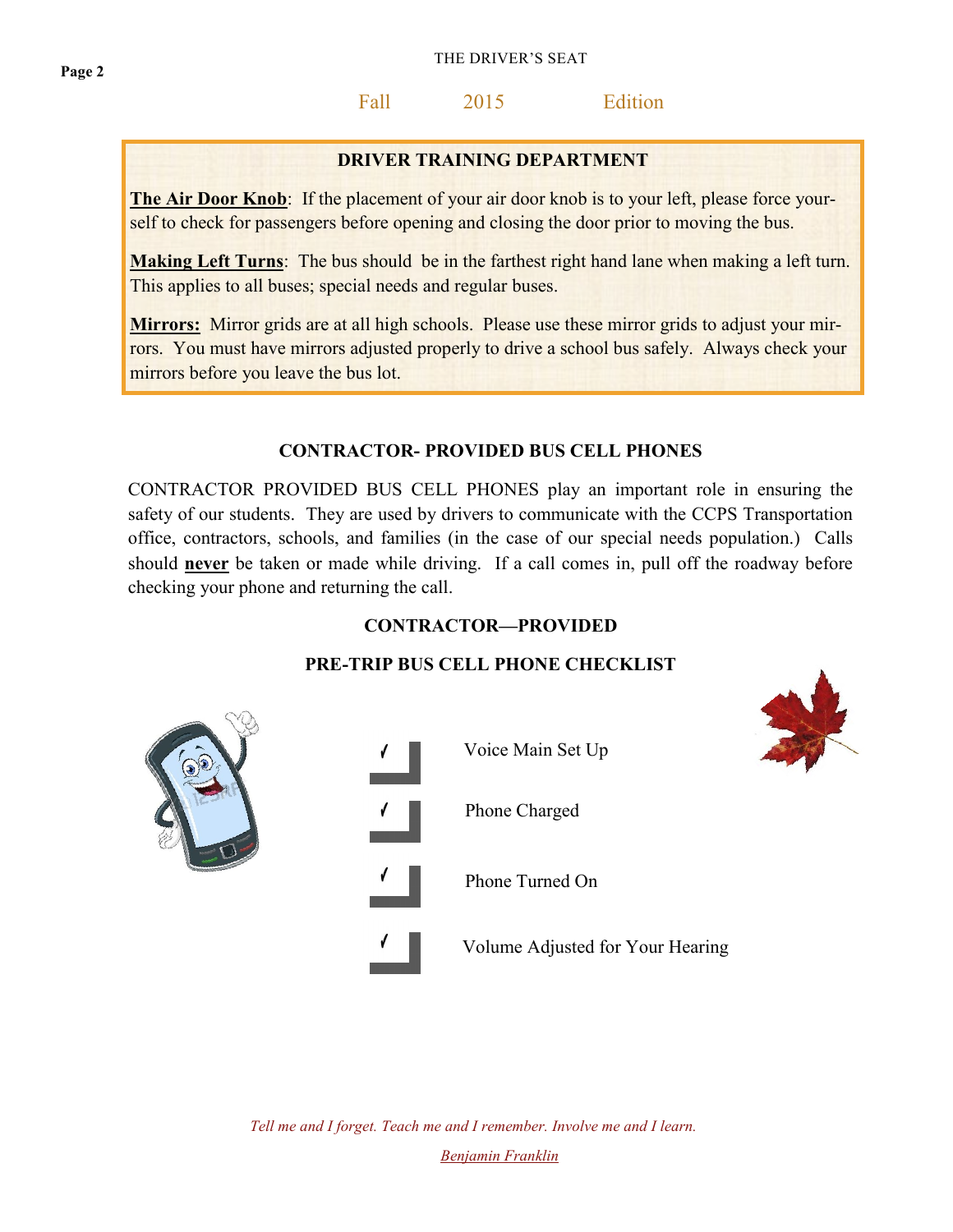## DRIVER TRAINING DEPARTMENT

**The Air Door Knob**: If the placement of your air door knob is to your left, please force yourself to check for passengers before opening and closing the door prior to moving the bus.

**Making Left Turns**: The bus should be in the farthest right hand lane when making a left turn. This applies to all buses; special needs and regular buses.

**Mirrors:** Mirror grids are at all high schools. Please use these mirror grids to adjust your mirrors. You must have mirrors adjusted properly to drive a school bus safely. Always check your mirrors before you leave the bus lot.

## CONTRACTOR- PROVIDED BUS CELL PHONES

CONTRACTOR PROVIDED BUS CELL PHONES play an important role in ensuring the safety of our students. They are used by drivers to communicate with the CCPS Transportation office, contractors, schools, and families (in the case of our special needs population.) Calls should **never** be taken or made while driving. If a call comes in, pull off the roadway before checking your phone and returning the call.

## CONTRACTOR—PROVIDED

## PRE-TRIP BUS CELL PHONE CHECKLIST

- ✓ Voice Main Set Up
- ✓ Phone Charged
- ✓ Phone Turned On
- ✓ Volume Adjusted for Your Hearing

*Tell me and I forget. Teach me and I remember. Involve me and I learn.*

*Benjamin Franklin*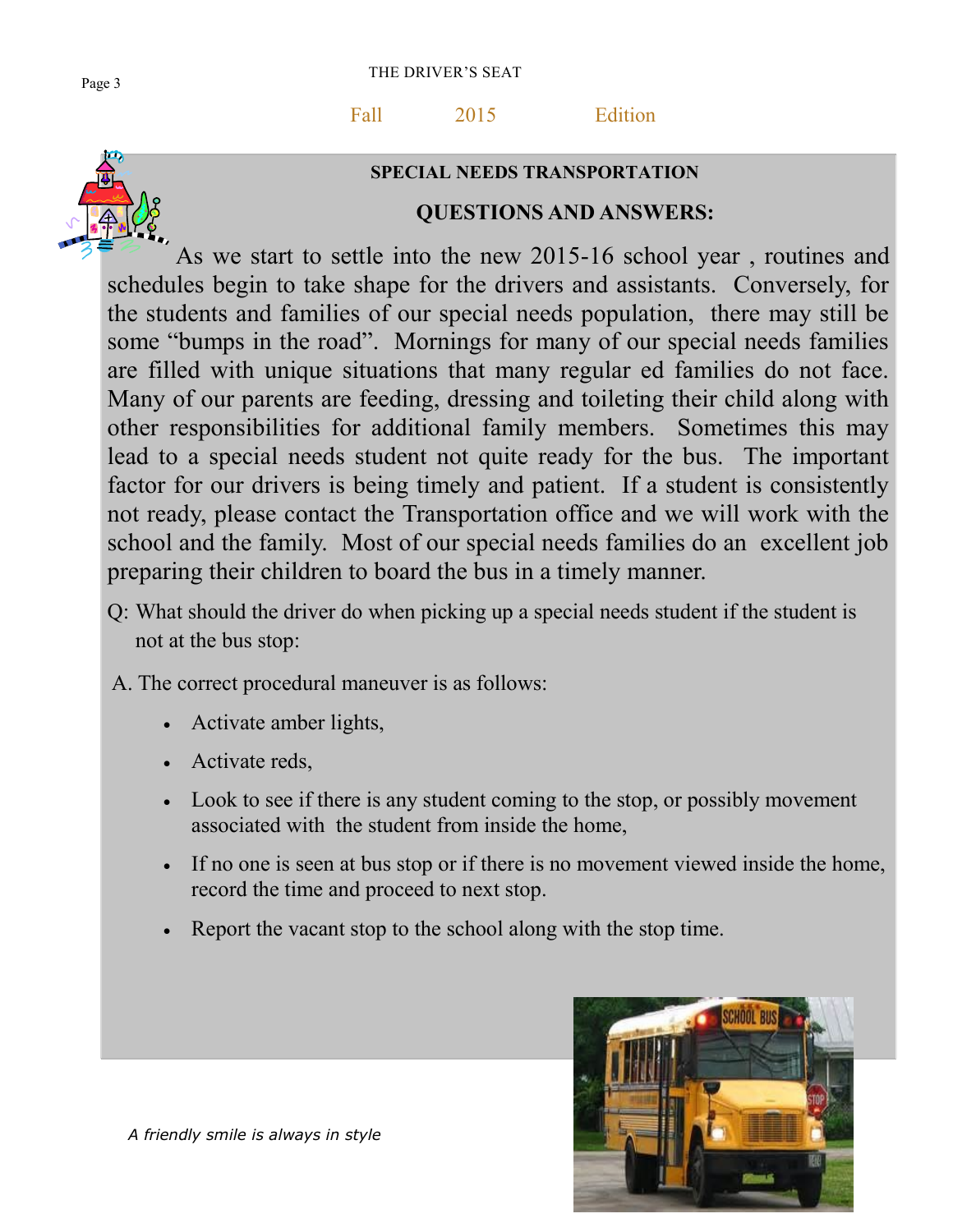## SPECIAL NEEDS TRANSPORTATION

## QUESTIONS AND ANSWERS:

As we start to settle into the new 2015-16 school year , routines and schedules begin to take shape for the drivers and assistants. Conversely, for the students and families of our special needs population, there may still be some "bumps in the road". Mornings for many of our special needs families are filled with unique situations that many regular ed families do not face. Many of our parents are feeding, dressing and toileting their child along with other responsibilities for additional family members. Sometimes this may lead to a special needs student not quite ready for the bus. The important factor for our drivers is being timely and patient. If a student is consistently not ready, please contact the Transportation office and we will work with the school and the family. Most of our special needs families do an excellent job preparing their children to board the bus in a timely manner.

Q: What should the driver do when picking up a special needs student if the student is not at the bus stop:

A. The correct procedural maneuver is as follows:

- Activate amber lights,
- Activate reds,
- Look to see if there is any student coming to the stop, or possibly movement associated with the student from inside the home,
- If no one is seen at bus stop or if there is no movement viewed inside the home, record the time and proceed to next stop.
- Report the vacant stop to the school along with the stop time.

*A friendly smile is always in style*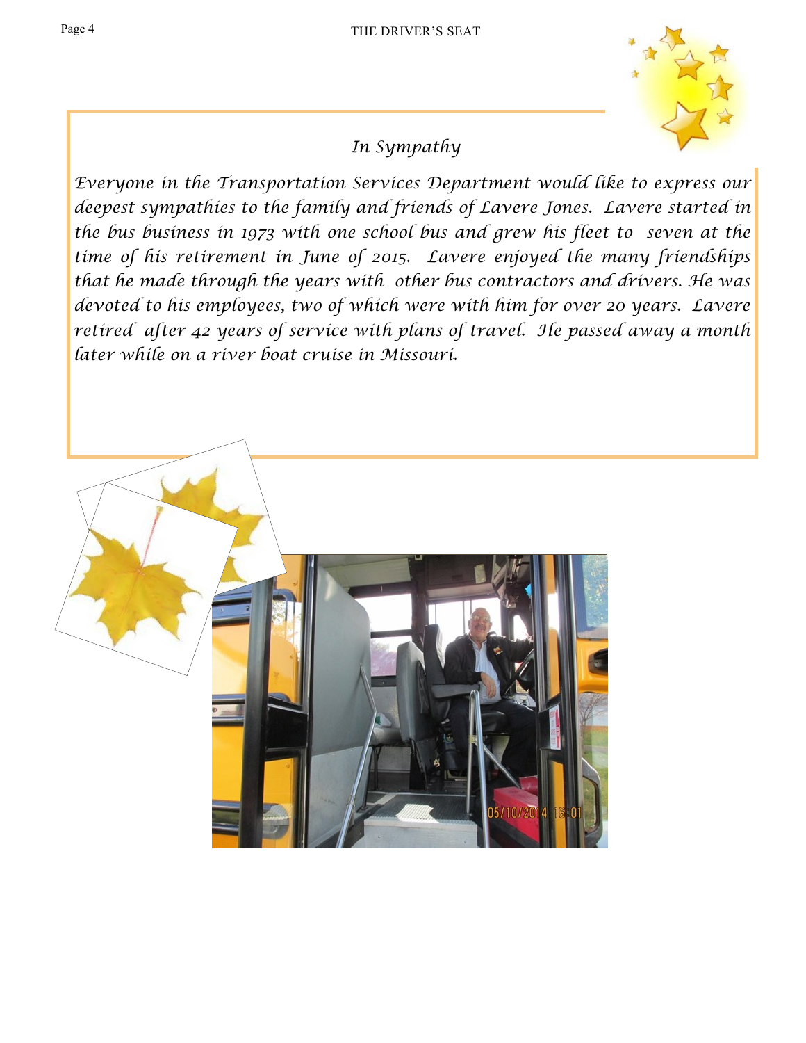## *In Sympathy*

*Everyone in the Transportation Services Department would like to express our deepest sympathies to the family and friends of Lavere Jones. Lavere started in the bus business in 1973 with one school bus and grew his fleet to seven at the time of his retirement in June of 2015. Lavere enjoyed the many friendships that he made through the years with other bus contractors and drivers. He was devoted to his employees, two of which were with him for over 20 years. Lavere retired after 42 years of service with plans of travel. He passed away a month later while on a river boat cruise in Missouri.*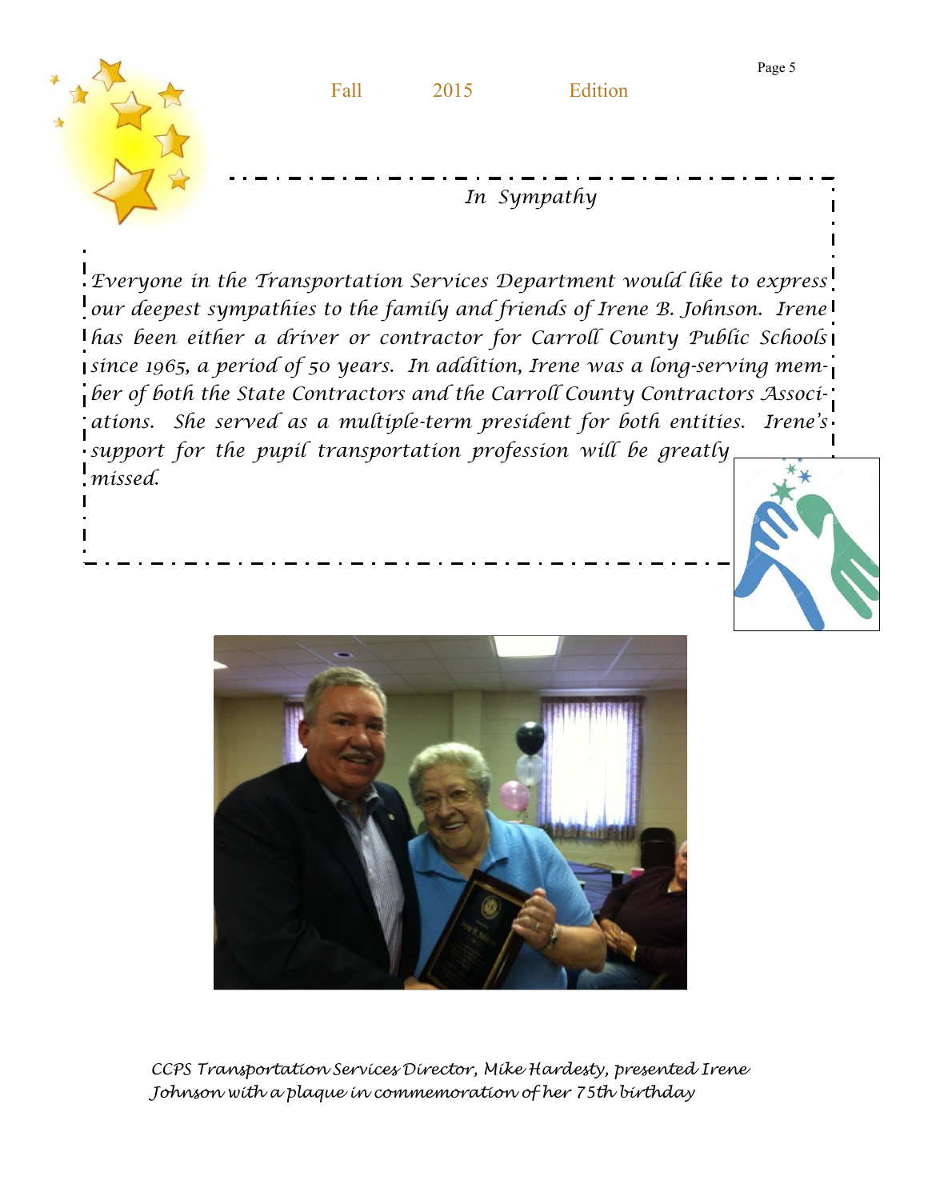## *In Sympathy*

*Everyone in the Transportation Services Department would like to express our deepest sympathies to the family and friends of Irene B. Johnson. Irene has been either a driver or contractor for Carroll County Public Schools since 1965, a period of 50 years. In addition, Irene was a long-serving member of both the State Contractors and the Carroll County Contractors Associations. She served as a multiple-term president for both entities. Irene's support for the pupil transportation profession will be greatly missed.*

*CCPS Transportation Services Director, Mike Hardesty, presented Irene Johnson with a plaque in commemoration of her 75th birthday*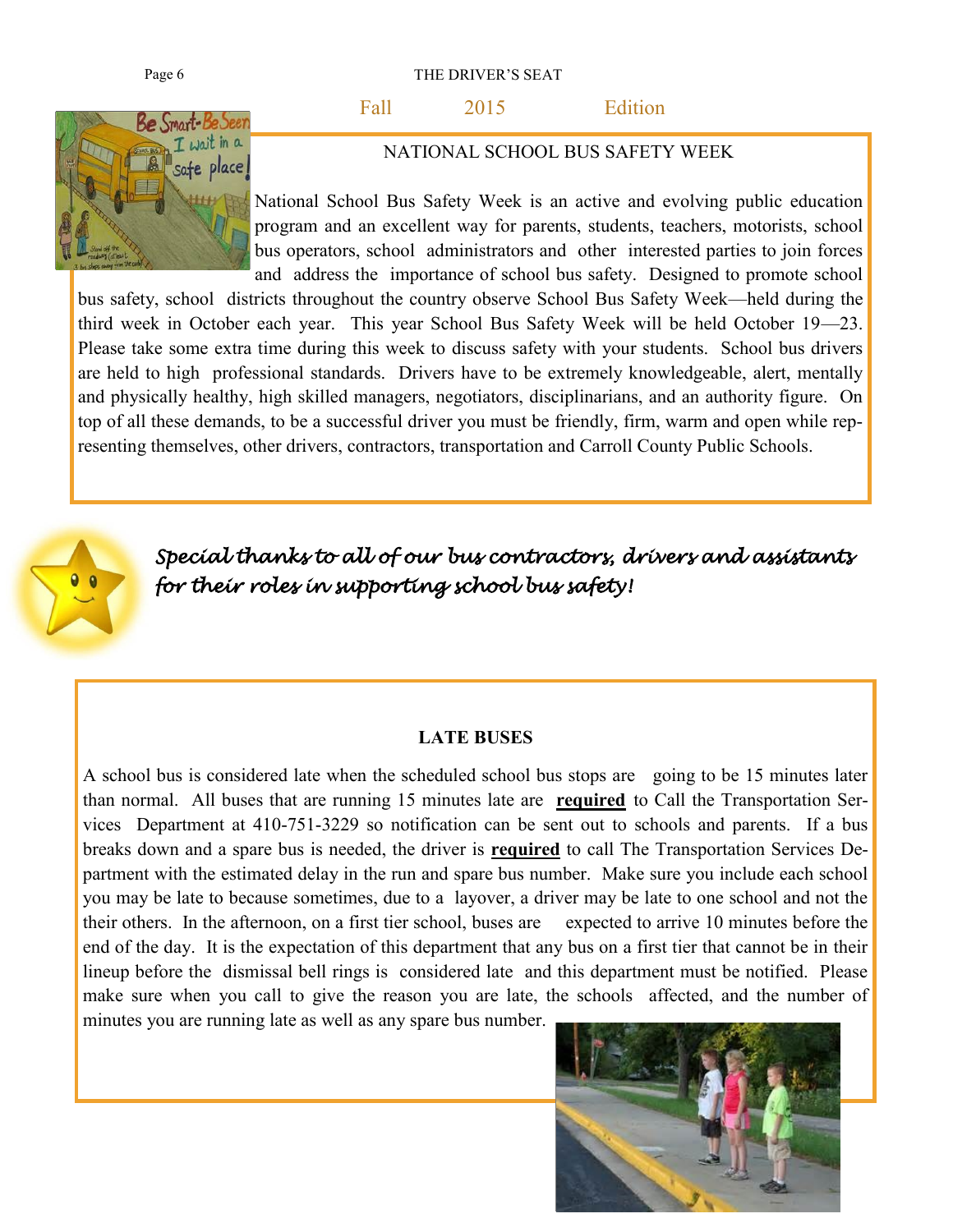Fall 2015 Edition

## NATIONAL SCHOOL BUS SAFETY WEEK

National School Bus Safety Week is an active and evolving public education program and an excellent way for parents, students, teachers, motorists, school bus operators, school administrators and other interested parties to join forces and address the importance of school bus safety. Designed to promote school bus safety, school districts throughout the country observe School Bus Safety Week—held during the third week in October each year. This year School Bus Safety Week will be held October 19—23. Please take some extra time during this week to discuss safety with your students. School bus drivers are held to high professional standards. Drivers have to be extremely knowledgeable, alert, mentally and physically healthy, high skilled managers, negotiators, disciplinarians, and an authority figure. On top of all these demands, to be a successful driver you must be friendly, firm, warm and open while representing themselves, other drivers, contractors, transportation and Carroll County Public Schools.

*Special thanks to all of our bus contractors, drivers and assistants for their roles in supporting school bus safety!*

## LATE BUSES

A school bus is considered late when the scheduled school bus stops are going to be 15 minutes later than normal. All buses that are running 15 minutes late are **required** to Call the Transportation Services Department at 410-751-3229 so notification can be sent out to schools and parents. If a bus breaks down and a spare bus is needed, the driver is **required** to call The Transportation Services Department with the estimated delay in the run and spare bus number. Make sure you include each school you may be late to because sometimes, due to a layover, a driver may be late to one school and not the their others. In the afternoon, on a first tier school, buses are expected to arrive 10 minutes before the end of the day. It is the expectation of this department that any bus on a first tier that cannot be in their lineup before the dismissal bell rings is considered late and this department must be notified. Please make sure when you call to give the reason you are late, the schools affected, and the number of minutes you are running late as well as any spare bus number.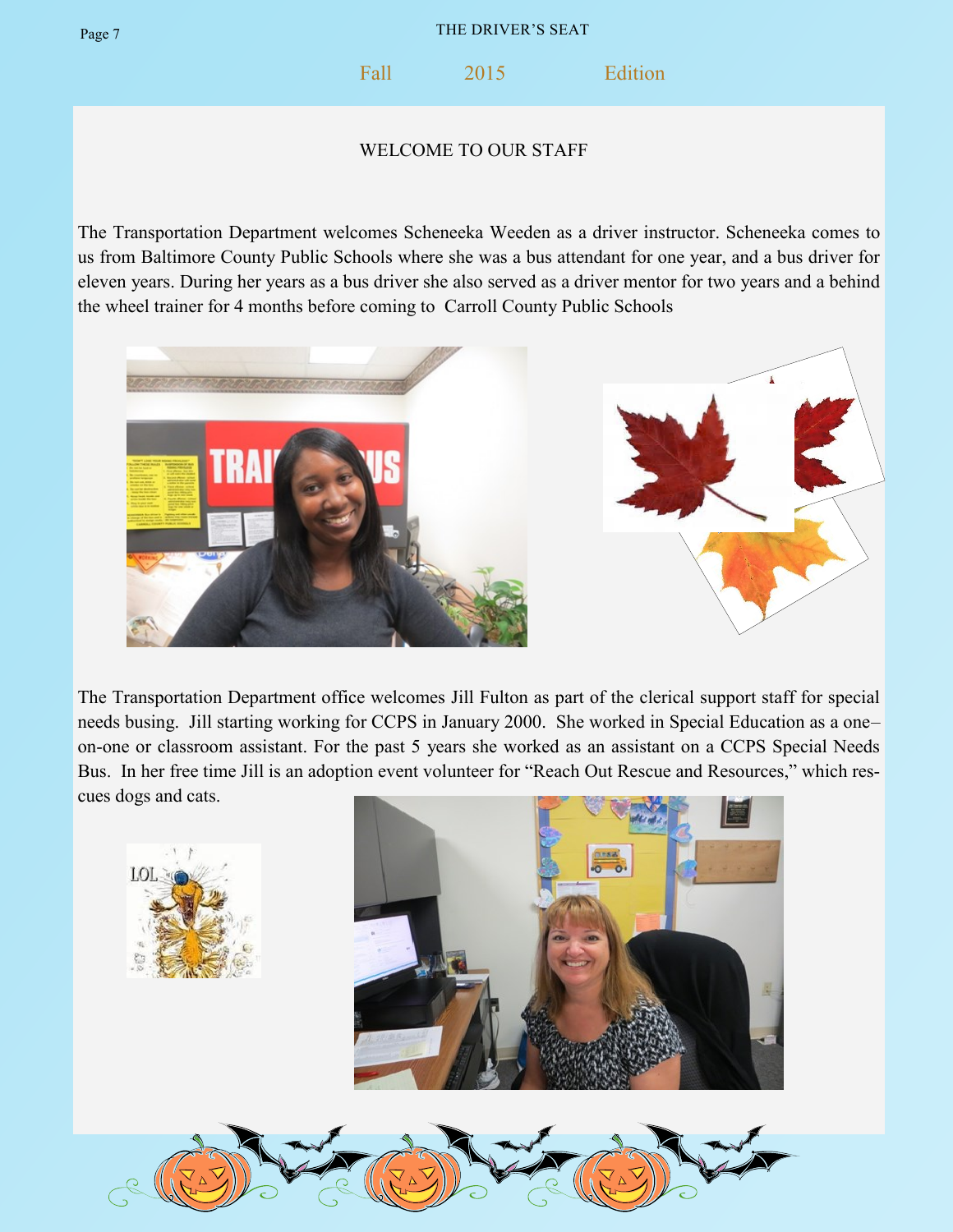Fall 2015 Edition

## WELCOME TO OUR STAFF

The Transportation Department welcomes Scheneeka Weeden as a driver instructor. Scheneeka comes to us from Baltimore County Public Schools where she was a bus attendant for one year, and a bus driver for eleven years. During her years as a bus driver she also served as a driver mentor for two years and a behind the wheel trainer for 4 months before coming to Carroll County Public Schools

The Transportation Department office welcomes Jill Fulton as part of the clerical support staff for special needs busing. Jill starting working for CCPS in January 2000. She worked in Special Education as a one–on-one or classroom assistant. For the past 5 years she worked as an assistant on a CCPS Special Needs Bus. In her free time Jill is an adoption event volunteer for "Reach Out Rescue and Resources," which rescues dogs and cats.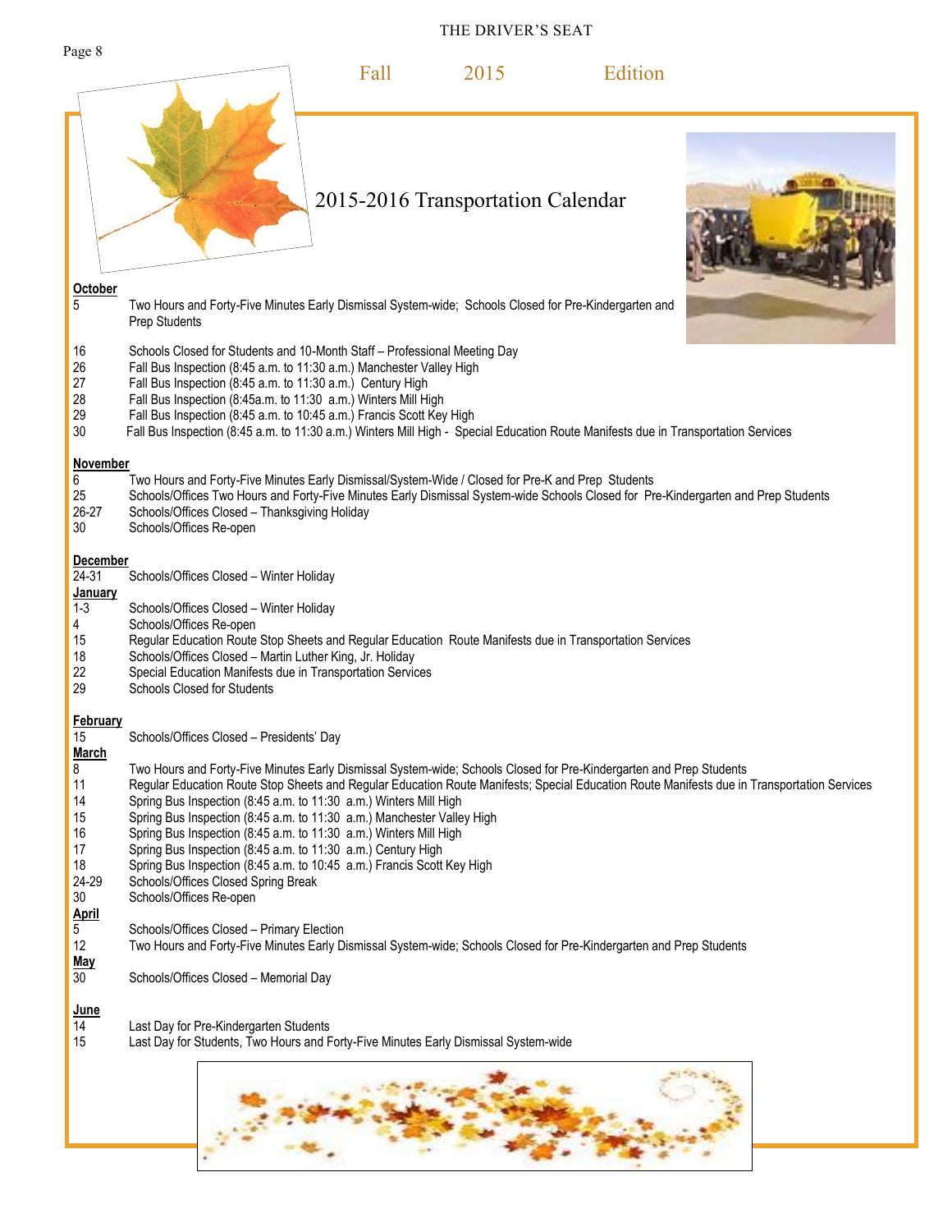Fall 2015 Edition

## 2015-2016 Transportation Calendar

**October**

| | |
|---|---|
| 5 | Two Hours and Forty-Five Minutes Early Dismissal System-wide; Schools Closed for Pre-Kindergarten and Prep Students |
| 16 | Schools Closed for Students and 10-Month Staff – Professional Meeting Day |
| 26 | Fall Bus Inspection (8:45 a.m. to 11:30 a.m.) Manchester Valley High |
| 27 | Fall Bus Inspection (8:45 a.m. to 11:30 a.m.) Century High |
| 28 | Fall Bus Inspection (8:45a.m. to 11:30 a.m.) Winters Mill High |
| 29 | Fall Bus Inspection (8:45 a.m. to 10:45 a.m.) Francis Scott Key High |
| 30 | Fall Bus Inspection (8:45 a.m. to 11:30 a.m.) Winters Mill High - Special Education Route Manifests due in Transportation Services |

**November**

| | |
|---|---|
| 6 | Two Hours and Forty-Five Minutes Early Dismissal/System-Wide / Closed for Pre-K and Prep Students |
| 25 | Schools/Offices Two Hours and Forty-Five Minutes Early Dismissal System-wide Schools Closed for Pre-Kindergarten and Prep Students |
| 26-27 | Schools/Offices Closed – Thanksgiving Holiday |
| 30 | Schools/Offices Re-open |

**December**

| | |
|---|---|
| 24-31 | Schools/Offices Closed – Winter Holiday |

**January**

| | |
|---|---|
| 1-3 | Schools/Offices Closed – Winter Holiday |
| 4 | Schools/Offices Re-open |
| 15 | Regular Education Route Stop Sheets and Regular Education Route Manifests due in Transportation Services |
| 18 | Schools/Offices Closed – Martin Luther King, Jr. Holiday |
| 22 | Special Education Manifests due in Transportation Services |
| 29 | Schools Closed for Students |

**February**

| | |
|---|---|
| 15 | Schools/Offices Closed – Presidents' Day |

**March**

| | |
|---|---|
| 8 | Two Hours and Forty-Five Minutes Early Dismissal System-wide; Schools Closed for Pre-Kindergarten and Prep Students |
| 11 | Regular Education Route Stop Sheets and Regular Education Route Manifests; Special Education Route Manifests due in Transportation Services |
| 14 | Spring Bus Inspection (8:45 a.m. to 11:30 a.m.) Winters Mill High |
| 15 | Spring Bus Inspection (8:45 a.m. to 11:30 a.m.) Manchester Valley High |
| 16 | Spring Bus Inspection (8:45 a.m. to 11:30 a.m.) Winters Mill High |
| 17 | Spring Bus Inspection (8:45 a.m. to 11:30 a.m.) Century High |
| 18 | Spring Bus Inspection (8:45 a.m. to 10:45 a.m.) Francis Scott Key High |
| 24-29 | Schools/Offices Closed Spring Break |
| 30 | Schools/Offices Re-open |

**April**

| | |
|---|---|
| 5 | Schools/Offices Closed – Primary Election |
| 12 | Two Hours and Forty-Five Minutes Early Dismissal System-wide; Schools Closed for Pre-Kindergarten and Prep Students |

**May**

| | |
|---|---|
| 30 | Schools/Offices Closed – Memorial Day |

**June**

| | |
|---|---|
| 14 | Last Day for Pre-Kindergarten Students |
| 15 | Last Day for Students, Two Hours and Forty-Five Minutes Early Dismissal System-wide |